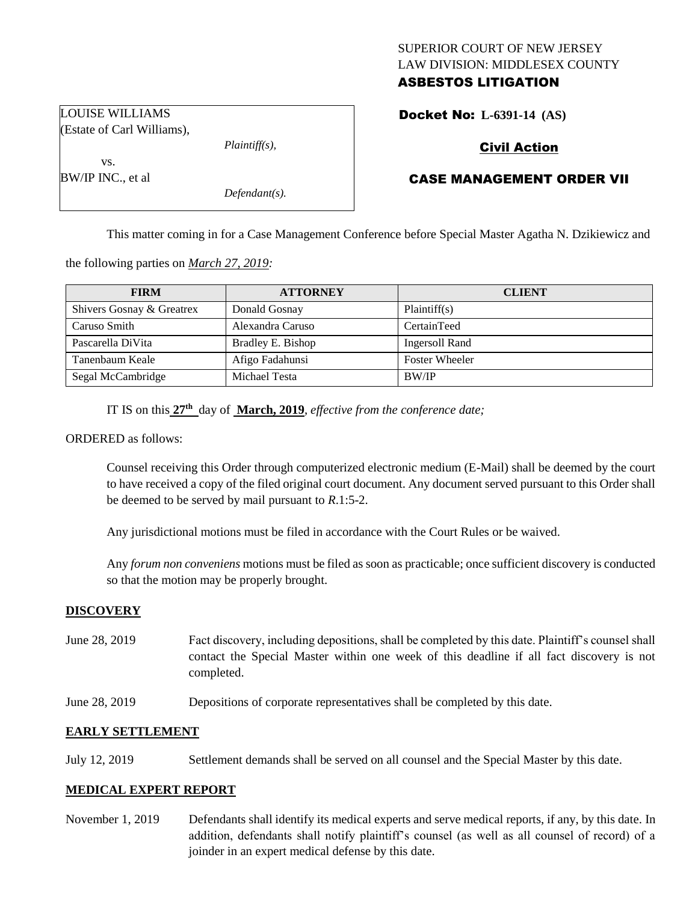SUPERIOR COURT OF NEW JERSEY
LAW DIVISION: MIDDLESEX COUNTY
**ASBESTOS LITIGATION**

LOUISE WILLIAMS
(Estate of Carl Williams),
*Plaintiff(s),*
vs.
BW/IP INC., et al
*Defendant(s).*

**Docket No: L-6391-14 (AS)**

**Civil Action**

**CASE MANAGEMENT ORDER VII**

This matter coming in for a Case Management Conference before Special Master Agatha N. Dzikiewicz and the following parties on ***March 27, 2019:***

| FIRM | ATTORNEY | CLIENT |
| --- | --- | --- |
| Shivers Gosnay & Greatrex | Donald Gosnay | Plaintiff(s) |
| Caruso Smith | Alexandra Caruso | CertainTeed |
| Pascarella DiVita | Bradley E. Bishop | Ingersoll Rand |
| Tanenbaum Keale | Afigo Fadahunsi | Foster Wheeler |
| Segal McCambridge | Michael Testa | BW/IP |

IT IS on this **27th** day of **March, 2019**, *effective from the conference date;*

ORDERED as follows:

Counsel receiving this Order through computerized electronic medium (E-Mail) shall be deemed by the court to have received a copy of the filed original court document. Any document served pursuant to this Order shall be deemed to be served by mail pursuant to *R*.1:5-2.

Any jurisdictional motions must be filed in accordance with the Court Rules or be waived.

Any *forum non conveniens* motions must be filed as soon as practicable; once sufficient discovery is conducted so that the motion may be properly brought.

## DISCOVERY

June 28, 2019 — Fact discovery, including depositions, shall be completed by this date. Plaintiff's counsel shall contact the Special Master within one week of this deadline if all fact discovery is not completed.

June 28, 2019 — Depositions of corporate representatives shall be completed by this date.

## EARLY SETTLEMENT

July 12, 2019 — Settlement demands shall be served on all counsel and the Special Master by this date.

## MEDICAL EXPERT REPORT

November 1, 2019 — Defendants shall identify its medical experts and serve medical reports, if any, by this date. In addition, defendants shall notify plaintiff's counsel (as well as all counsel of record) of a joinder in an expert medical defense by this date.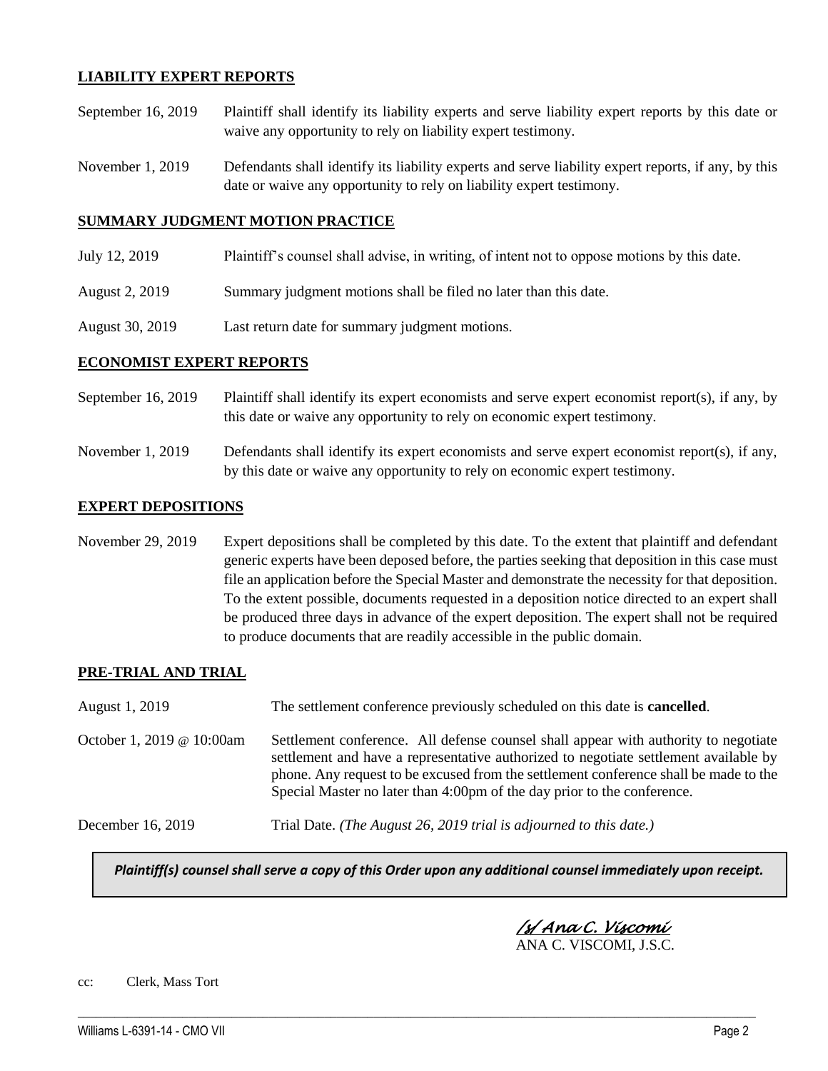## LIABILITY EXPERT REPORTS

| | |
|---|---|
| September 16, 2019 | Plaintiff shall identify its liability experts and serve liability expert reports by this date or waive any opportunity to rely on liability expert testimony. |
| November 1, 2019 | Defendants shall identify its liability experts and serve liability expert reports, if any, by this date or waive any opportunity to rely on liability expert testimony. |

## SUMMARY JUDGMENT MOTION PRACTICE

| | |
|---|---|
| July 12, 2019 | Plaintiff's counsel shall advise, in writing, of intent not to oppose motions by this date. |
| August 2, 2019 | Summary judgment motions shall be filed no later than this date. |
| August 30, 2019 | Last return date for summary judgment motions. |

## ECONOMIST EXPERT REPORTS

| | |
|---|---|
| September 16, 2019 | Plaintiff shall identify its expert economists and serve expert economist report(s), if any, by this date or waive any opportunity to rely on economic expert testimony. |
| November 1, 2019 | Defendants shall identify its expert economists and serve expert economist report(s), if any, by this date or waive any opportunity to rely on economic expert testimony. |

## EXPERT DEPOSITIONS

| | |
|---|---|
| November 29, 2019 | Expert depositions shall be completed by this date. To the extent that plaintiff and defendant generic experts have been deposed before, the parties seeking that deposition in this case must file an application before the Special Master and demonstrate the necessity for that deposition. To the extent possible, documents requested in a deposition notice directed to an expert shall be produced three days in advance of the expert deposition. The expert shall not be required to produce documents that are readily accessible in the public domain. |

## PRE-TRIAL AND TRIAL

| | |
|---|---|
| August 1, 2019 | The settlement conference previously scheduled on this date is **cancelled**. |
| October 1, 2019 @ 10:00am | Settlement conference. All defense counsel shall appear with authority to negotiate settlement and have a representative authorized to negotiate settlement available by phone. Any request to be excused from the settlement conference shall be made to the Special Master no later than 4:00pm of the day prior to the conference. |
| December 16, 2019 | Trial Date. *(The August 26, 2019 trial is adjourned to this date.)* |

***Plaintiff(s) counsel shall serve a copy of this Order upon any additional counsel immediately upon receipt.***

*/s/ Ana C. Viscomi*
ANA C. VISCOMI, J.S.C.

cc: Clerk, Mass Tort